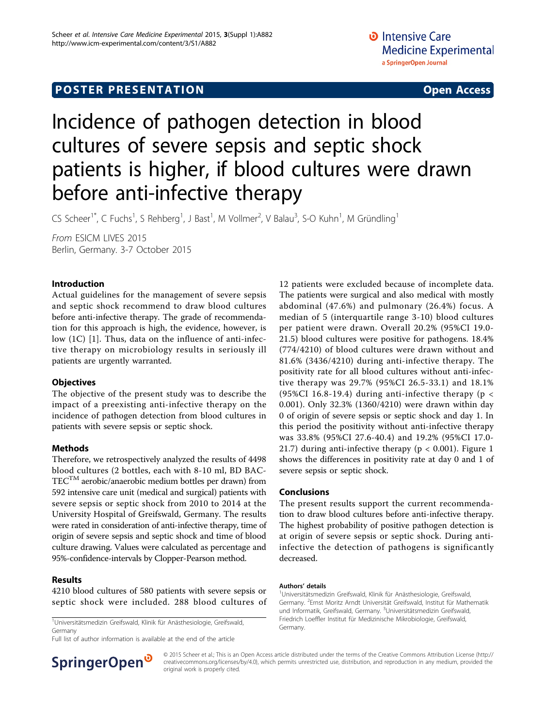POSTER PRESENTATION **Open Access**

# Incidence of pathogen detection in blood cultures of severe sepsis and septic shock patients is higher, if blood cultures were drawn before anti-infective therapy

CS Scheer[1*], C Fuchs[1], S Rehberg[1], J Bast[1], M Vollmer[2], V Balau[3], S-O Kuhn[1], M Gründling[1]

*From* ESICM LIVES 2015
Berlin, Germany. 3-7 October 2015

## Introduction

Actual guidelines for the management of severe sepsis and septic shock recommend to draw blood cultures before anti-infective therapy. The grade of recommendation for this approach is high, the evidence, however, is low (1C) [1]. Thus, data on the influence of anti-infective therapy on microbiology results in seriously ill patients are urgently warranted.

## Objectives

The objective of the present study was to describe the impact of a preexisting anti-infective therapy on the incidence of pathogen detection from blood cultures in patients with severe sepsis or septic shock.

## Methods

Therefore, we retrospectively analyzed the results of 4498 blood cultures (2 bottles, each with 8-10 ml, BD BACTEC™ aerobic/anaerobic medium bottles per drawn) from 592 intensive care unit (medical and surgical) patients with severe sepsis or septic shock from 2010 to 2014 at the University Hospital of Greifswald, Germany. The results were rated in consideration of anti-infective therapy, time of origin of severe sepsis and septic shock and time of blood culture drawing. Values were calculated as percentage and 95%-confidence-intervals by Clopper-Pearson method.

## Results

4210 blood cultures of 580 patients with severe sepsis or septic shock were included. 288 blood cultures of 12 patients were excluded because of incomplete data. The patients were surgical and also medical with mostly abdominal (47.6%) and pulmonary (26.4%) focus. A median of 5 (interquartile range 3-10) blood cultures per patient were drawn. Overall 20.2% (95%CI 19.0-21.5) blood cultures were positive for pathogens. 18.4% (774/4210) of blood cultures were drawn without and 81.6% (3436/4210) during anti-infective therapy. The positivity rate for all blood cultures without anti-infective therapy was 29.7% (95%CI 26.5-33.1) and 18.1% (95%CI 16.8-19.4) during anti-infective therapy ($p < 0.001$). Only 32.3% (1360/4210) were drawn within day 0 of origin of severe sepsis or septic shock and day 1. In this period the positivity without anti-infective therapy was 33.8% (95%CI 27.6-40.4) and 19.2% (95%CI 17.0-21.7) during anti-infective therapy ($p < 0.001$). Figure 1 shows the differences in positivity rate at day 0 and 1 of severe sepsis or septic shock.

## Conclusions

The present results support the current recommendation to draw blood cultures before anti-infective therapy. The highest probability of positive pathogen detection is at origin of severe sepsis or septic shock. During anti-infective the detection of pathogens is significantly decreased.

### Authors' details

[1]Universitätsmedizin Greifswald, Klinik für Anästhesiologie, Greifswald, Germany. [2]Ernst Moritz Arndt Universität Greifswald, Institut für Mathematik und Informatik, Greifswald, Germany. [3]Universitätsmedizin Greifswald, Friedrich Loeffler Institut für Medizinische Mikrobiologie, Greifswald, Germany.

[1]Universitätsmedizin Greifswald, Klinik für Anästhesiologie, Greifswald, Germany
Full list of author information is available at the end of the article

© 2015 Scheer et al.; This is an Open Access article distributed under the terms of the Creative Commons Attribution License (http://creativecommons.org/licenses/by/4.0), which permits unrestricted use, distribution, and reproduction in any medium, provided the original work is properly cited.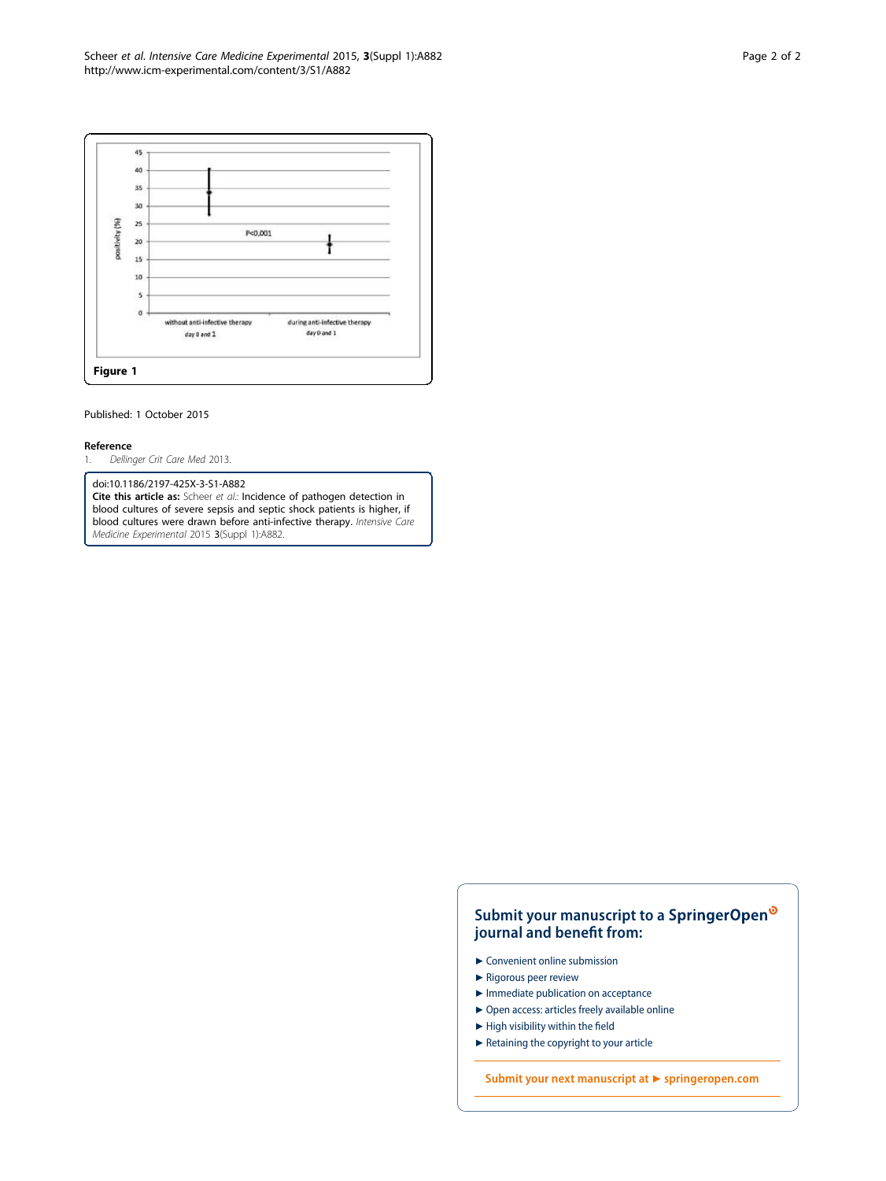45
40
35
30
25
20
15
10
5
0

positivity (%)

P<0,001

without anti-infective therapy
day 0 and 1

during anti-infective therapy
day 0 and 1

**Figure 1**

Published: 1 October 2015

**Reference**

1. *Dellinger Crit Care Med* 2013.

doi:10.1186/2197-425X-3-S1-A882

**Cite this article as:** Scheer *et al.*: Incidence of pathogen detection in blood cultures of severe sepsis and septic shock patients is higher, if blood cultures were drawn before anti-infective therapy. *Intensive Care Medicine Experimental* 2015 **3**(Suppl 1):A882.

**Submit your manuscript to a SpringerOpen journal and benefit from:**

- ► Convenient online submission
- ► Rigorous peer review
- ► Immediate publication on acceptance
- ► Open access: articles freely available online
- ► High visibility within the field
- ► Retaining the copyright to your article

**Submit your next manuscript at ► springeropen.com**